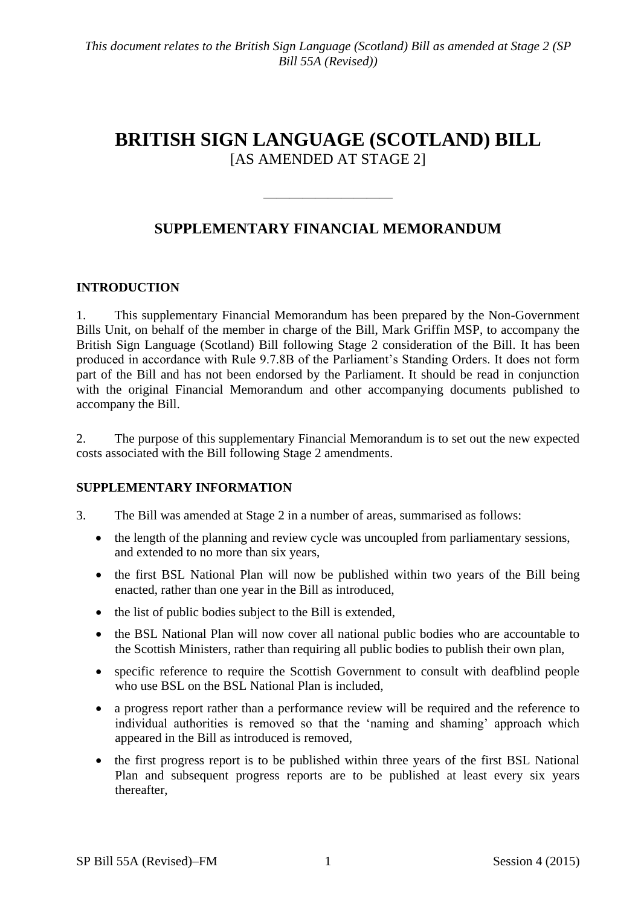*This document relates to the British Sign Language (Scotland) Bill as amended at Stage 2 (SP Bill 55A (Revised))*

# BRITISH SIGN LANGUAGE (SCOTLAND) BILL

[AS AMENDED AT STAGE 2]

---

## SUPPLEMENTARY FINANCIAL MEMORANDUM

### INTRODUCTION

1. This supplementary Financial Memorandum has been prepared by the Non-Government Bills Unit, on behalf of the member in charge of the Bill, Mark Griffin MSP, to accompany the British Sign Language (Scotland) Bill following Stage 2 consideration of the Bill. It has been produced in accordance with Rule 9.7.8B of the Parliament's Standing Orders. It does not form part of the Bill and has not been endorsed by the Parliament. It should be read in conjunction with the original Financial Memorandum and other accompanying documents published to accompany the Bill.

2. The purpose of this supplementary Financial Memorandum is to set out the new expected costs associated with the Bill following Stage 2 amendments.

### SUPPLEMENTARY INFORMATION

3. The Bill was amended at Stage 2 in a number of areas, summarised as follows:

- the length of the planning and review cycle was uncoupled from parliamentary sessions, and extended to no more than six years,
- the first BSL National Plan will now be published within two years of the Bill being enacted, rather than one year in the Bill as introduced,
- the list of public bodies subject to the Bill is extended,
- the BSL National Plan will now cover all national public bodies who are accountable to the Scottish Ministers, rather than requiring all public bodies to publish their own plan,
- specific reference to require the Scottish Government to consult with deafblind people who use BSL on the BSL National Plan is included,
- a progress report rather than a performance review will be required and the reference to individual authorities is removed so that the 'naming and shaming' approach which appeared in the Bill as introduced is removed,
- the first progress report is to be published within three years of the first BSL National Plan and subsequent progress reports are to be published at least every six years thereafter,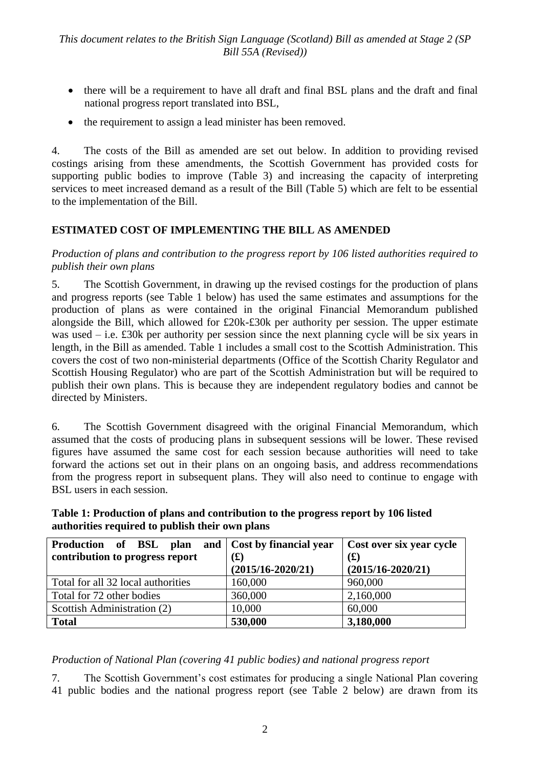- there will be a requirement to have all draft and final BSL plans and the draft and final national progress report translated into BSL,
- the requirement to assign a lead minister has been removed.

4. The costs of the Bill as amended are set out below. In addition to providing revised costings arising from these amendments, the Scottish Government has provided costs for supporting public bodies to improve (Table 3) and increasing the capacity of interpreting services to meet increased demand as a result of the Bill (Table 5) which are felt to be essential to the implementation of the Bill.

## ESTIMATED COST OF IMPLEMENTING THE BILL AS AMENDED

*Production of plans and contribution to the progress report by 106 listed authorities required to publish their own plans*

5. The Scottish Government, in drawing up the revised costings for the production of plans and progress reports (see Table 1 below) has used the same estimates and assumptions for the production of plans as were contained in the original Financial Memorandum published alongside the Bill, which allowed for £20k-£30k per authority per session. The upper estimate was used – i.e. £30k per authority per session since the next planning cycle will be six years in length, in the Bill as amended. Table 1 includes a small cost to the Scottish Administration. This covers the cost of two non-ministerial departments (Office of the Scottish Charity Regulator and Scottish Housing Regulator) who are part of the Scottish Administration but will be required to publish their own plans. This is because they are independent regulatory bodies and cannot be directed by Ministers.

6. The Scottish Government disagreed with the original Financial Memorandum, which assumed that the costs of producing plans in subsequent sessions will be lower. These revised figures have assumed the same cost for each session because authorities will need to take forward the actions set out in their plans on an ongoing basis, and address recommendations from the progress report in subsequent plans. They will also need to continue to engage with BSL users in each session.

**Table 1: Production of plans and contribution to the progress report by 106 listed authorities required to publish their own plans**

| Production of BSL plan and contribution to progress report | Cost by financial year (£) (2015/16-2020/21) | Cost over six year cycle (£) (2015/16-2020/21) |
|---|---|---|
| Total for all 32 local authorities | 160,000 | 960,000 |
| Total for 72 other bodies | 360,000 | 2,160,000 |
| Scottish Administration (2) | 10,000 | 60,000 |
| **Total** | **530,000** | **3,180,000** |

*Production of National Plan (covering 41 public bodies) and national progress report*

7. The Scottish Government's cost estimates for producing a single National Plan covering 41 public bodies and the national progress report (see Table 2 below) are drawn from its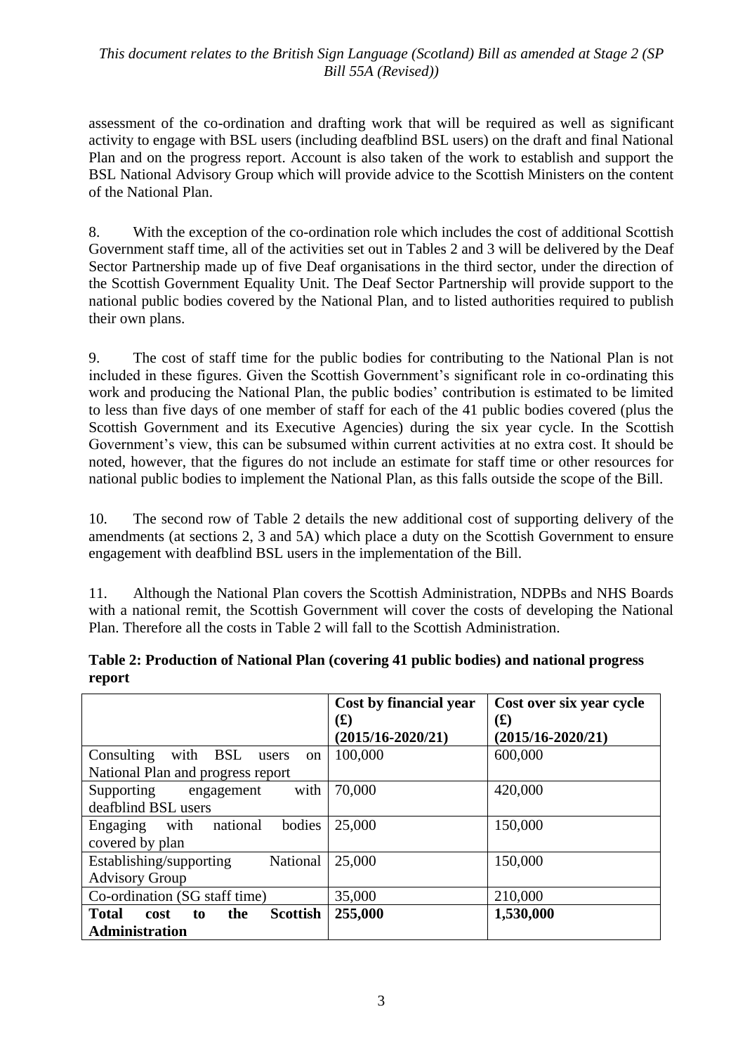assessment of the co-ordination and drafting work that will be required as well as significant activity to engage with BSL users (including deafblind BSL users) on the draft and final National Plan and on the progress report. Account is also taken of the work to establish and support the BSL National Advisory Group which will provide advice to the Scottish Ministers on the content of the National Plan.

8. With the exception of the co-ordination role which includes the cost of additional Scottish Government staff time, all of the activities set out in Tables 2 and 3 will be delivered by the Deaf Sector Partnership made up of five Deaf organisations in the third sector, under the direction of the Scottish Government Equality Unit. The Deaf Sector Partnership will provide support to the national public bodies covered by the National Plan, and to listed authorities required to publish their own plans.

9. The cost of staff time for the public bodies for contributing to the National Plan is not included in these figures. Given the Scottish Government's significant role in co-ordinating this work and producing the National Plan, the public bodies' contribution is estimated to be limited to less than five days of one member of staff for each of the 41 public bodies covered (plus the Scottish Government and its Executive Agencies) during the six year cycle. In the Scottish Government's view, this can be subsumed within current activities at no extra cost. It should be noted, however, that the figures do not include an estimate for staff time or other resources for national public bodies to implement the National Plan, as this falls outside the scope of the Bill.

10. The second row of Table 2 details the new additional cost of supporting delivery of the amendments (at sections 2, 3 and 5A) which place a duty on the Scottish Government to ensure engagement with deafblind BSL users in the implementation of the Bill.

11. Although the National Plan covers the Scottish Administration, NDPBs and NHS Boards with a national remit, the Scottish Government will cover the costs of developing the National Plan. Therefore all the costs in Table 2 will fall to the Scottish Administration.

**Table 2: Production of National Plan (covering 41 public bodies) and national progress report**

| | Cost by financial year (£) (2015/16-2020/21) | Cost over six year cycle (£) (2015/16-2020/21) |
|---|---|---|
| Consulting with BSL users on National Plan and progress report | 100,000 | 600,000 |
| Supporting engagement with deafblind BSL users | 70,000 | 420,000 |
| Engaging with national bodies covered by plan | 25,000 | 150,000 |
| Establishing/supporting National Advisory Group | 25,000 | 150,000 |
| Co-ordination (SG staff time) | 35,000 | 210,000 |
| **Total cost to the Scottish Administration** | **255,000** | **1,530,000** |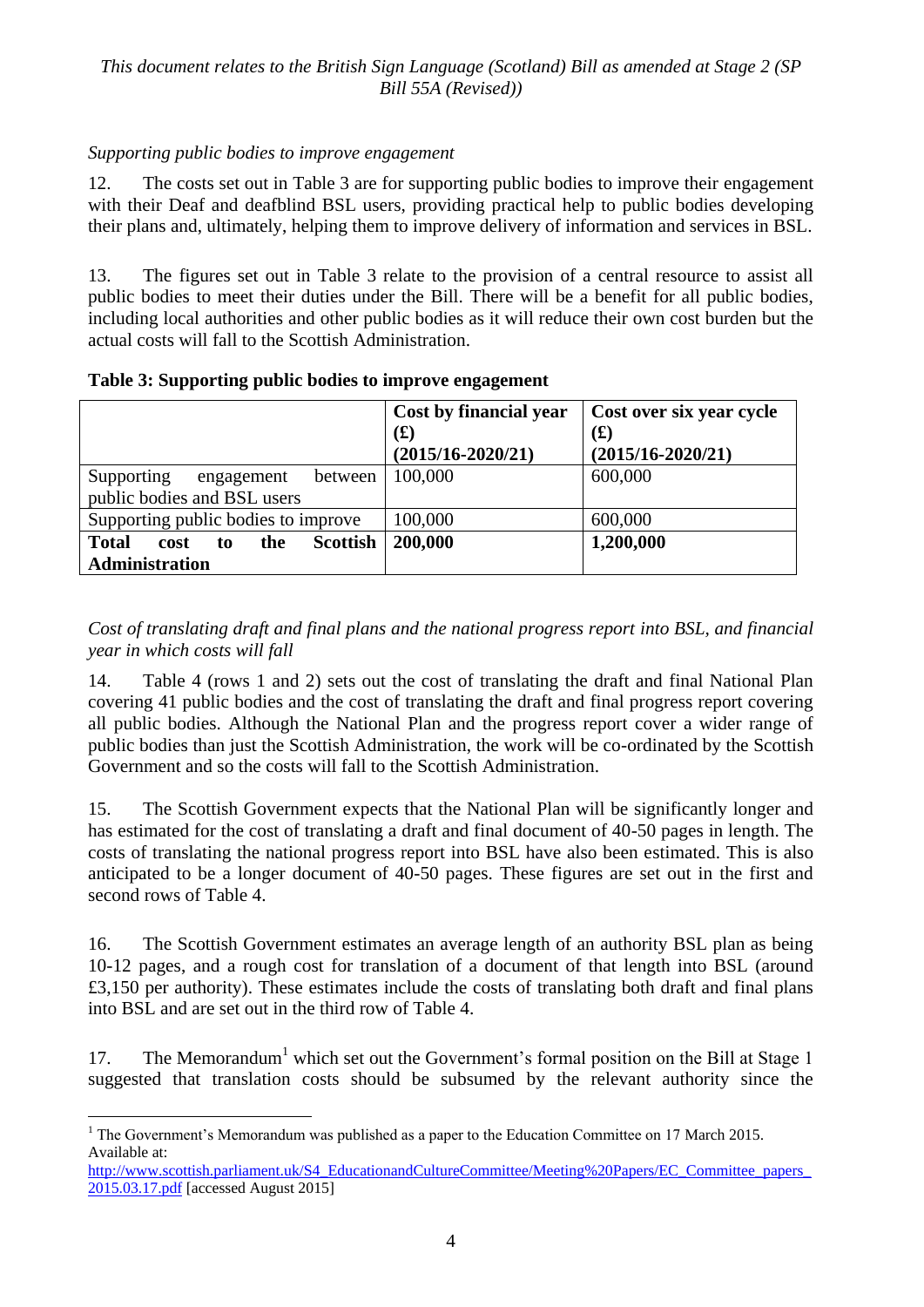*Supporting public bodies to improve engagement*

12. The costs set out in Table 3 are for supporting public bodies to improve their engagement with their Deaf and deafblind BSL users, providing practical help to public bodies developing their plans and, ultimately, helping them to improve delivery of information and services in BSL.

13. The figures set out in Table 3 relate to the provision of a central resource to assist all public bodies to meet their duties under the Bill. There will be a benefit for all public bodies, including local authorities and other public bodies as it will reduce their own cost burden but the actual costs will fall to the Scottish Administration.

**Table 3: Supporting public bodies to improve engagement**

| | **Cost by financial year (£) (2015/16-2020/21)** | **Cost over six year cycle (£) (2015/16-2020/21)** |
|---|---|---|
| Supporting engagement between public bodies and BSL users | 100,000 | 600,000 |
| Supporting public bodies to improve | 100,000 | 600,000 |
| **Total cost to the Scottish Administration** | **200,000** | **1,200,000** |

*Cost of translating draft and final plans and the national progress report into BSL, and financial year in which costs will fall*

14. Table 4 (rows 1 and 2) sets out the cost of translating the draft and final National Plan covering 41 public bodies and the cost of translating the draft and final progress report covering all public bodies. Although the National Plan and the progress report cover a wider range of public bodies than just the Scottish Administration, the work will be co-ordinated by the Scottish Government and so the costs will fall to the Scottish Administration.

15. The Scottish Government expects that the National Plan will be significantly longer and has estimated for the cost of translating a draft and final document of 40-50 pages in length. The costs of translating the national progress report into BSL have also been estimated. This is also anticipated to be a longer document of 40-50 pages. These figures are set out in the first and second rows of Table 4.

16. The Scottish Government estimates an average length of an authority BSL plan as being 10-12 pages, and a rough cost for translation of a document of that length into BSL (around £3,150 per authority). These estimates include the costs of translating both draft and final plans into BSL and are set out in the third row of Table 4.

17. The Memorandum[1] which set out the Government's formal position on the Bill at Stage 1 suggested that translation costs should be subsumed by the relevant authority since the

[1] The Government's Memorandum was published as a paper to the Education Committee on 17 March 2015. Available at: http://www.scottish.parliament.uk/S4_EducationandCultureCommittee/Meeting%20Papers/EC_Committee_papers_2015.03.17.pdf [accessed August 2015]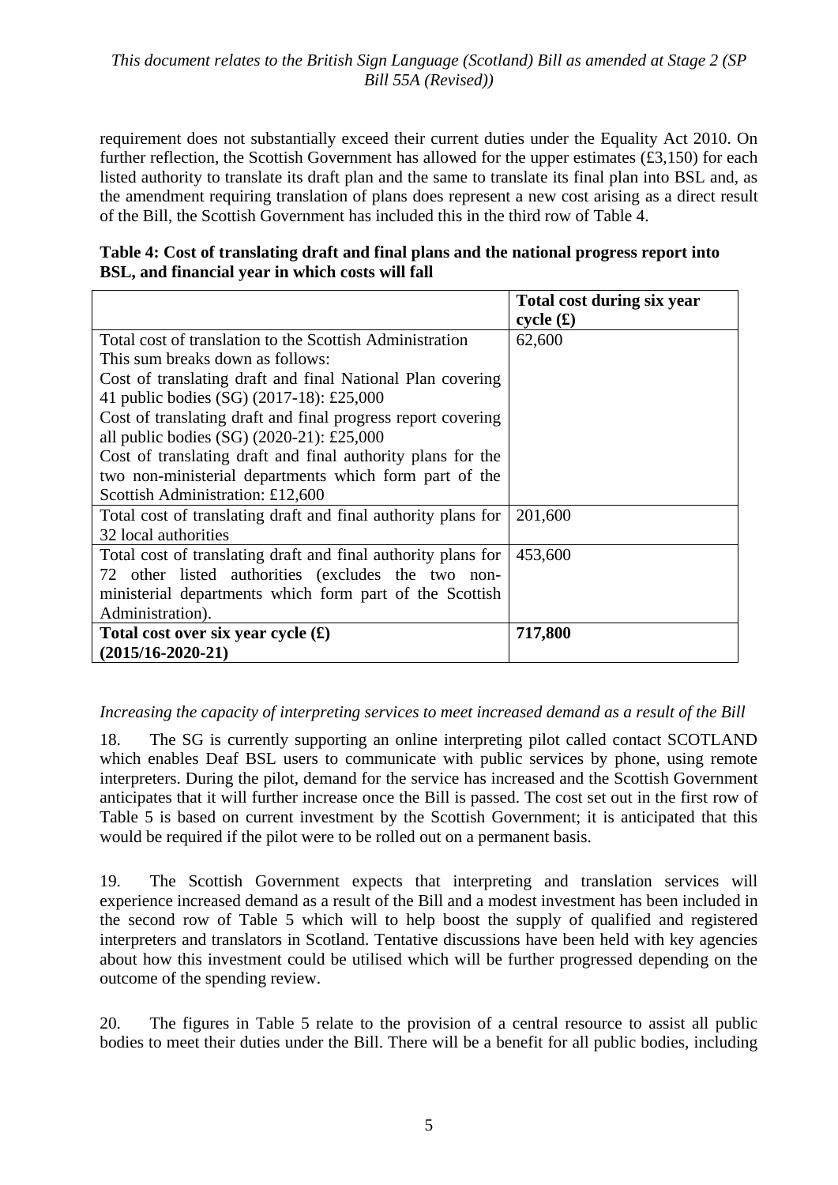requirement does not substantially exceed their current duties under the Equality Act 2010. On further reflection, the Scottish Government has allowed for the upper estimates (£3,150) for each listed authority to translate its draft plan and the same to translate its final plan into BSL and, as the amendment requiring translation of plans does represent a new cost arising as a direct result of the Bill, the Scottish Government has included this in the third row of Table 4.

**Table 4: Cost of translating draft and final plans and the national progress report into BSL, and financial year in which costs will fall**

| | **Total cost during six year cycle (£)** |
|---|---|
| Total cost of translation to the Scottish Administration<br>This sum breaks down as follows:<br>Cost of translating draft and final National Plan covering 41 public bodies (SG) (2017-18): £25,000<br>Cost of translating draft and final progress report covering all public bodies (SG) (2020-21): £25,000<br>Cost of translating draft and final authority plans for the two non-ministerial departments which form part of the Scottish Administration: £12,600 | 62,600 |
| Total cost of translating draft and final authority plans for 32 local authorities | 201,600 |
| Total cost of translating draft and final authority plans for 72 other listed authorities (excludes the two non-ministerial departments which form part of the Scottish Administration). | 453,600 |
| **Total cost over six year cycle (£) (2015/16-2020-21)** | **717,800** |

*Increasing the capacity of interpreting services to meet increased demand as a result of the Bill*

18. The SG is currently supporting an online interpreting pilot called contact SCOTLAND which enables Deaf BSL users to communicate with public services by phone, using remote interpreters. During the pilot, demand for the service has increased and the Scottish Government anticipates that it will further increase once the Bill is passed. The cost set out in the first row of Table 5 is based on current investment by the Scottish Government; it is anticipated that this would be required if the pilot were to be rolled out on a permanent basis.

19. The Scottish Government expects that interpreting and translation services will experience increased demand as a result of the Bill and a modest investment has been included in the second row of Table 5 which will to help boost the supply of qualified and registered interpreters and translators in Scotland. Tentative discussions have been held with key agencies about how this investment could be utilised which will be further progressed depending on the outcome of the spending review.

20. The figures in Table 5 relate to the provision of a central resource to assist all public bodies to meet their duties under the Bill. There will be a benefit for all public bodies, including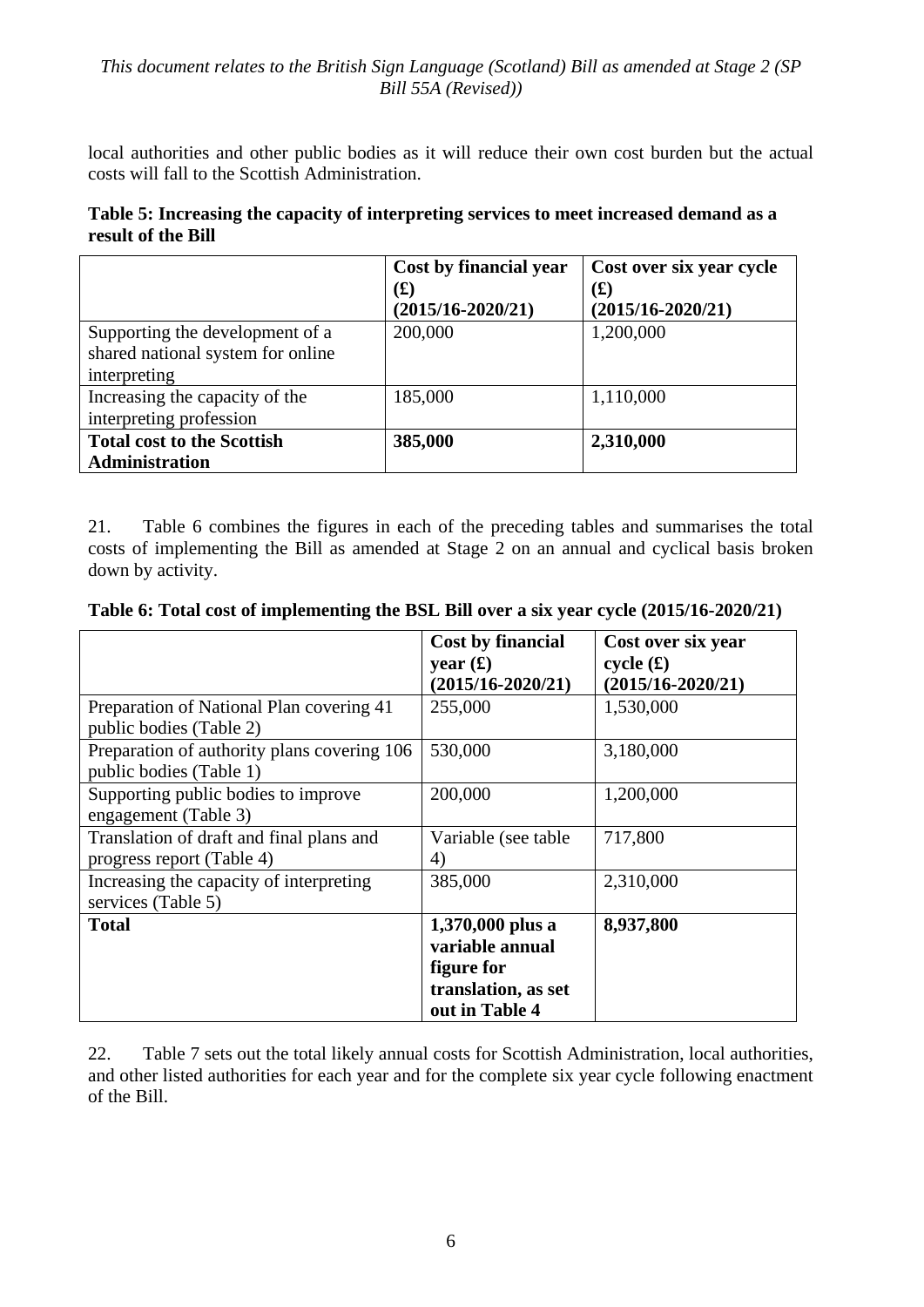local authorities and other public bodies as it will reduce their own cost burden but the actual costs will fall to the Scottish Administration.

**Table 5: Increasing the capacity of interpreting services to meet increased demand as a result of the Bill**

| | Cost by financial year (£) (2015/16-2020/21) | Cost over six year cycle (£) (2015/16-2020/21) |
|---|---|---|
| Supporting the development of a shared national system for online interpreting | 200,000 | 1,200,000 |
| Increasing the capacity of the interpreting profession | 185,000 | 1,110,000 |
| **Total cost to the Scottish Administration** | **385,000** | **2,310,000** |

21. Table 6 combines the figures in each of the preceding tables and summarises the total costs of implementing the Bill as amended at Stage 2 on an annual and cyclical basis broken down by activity.

**Table 6: Total cost of implementing the BSL Bill over a six year cycle (2015/16-2020/21)**

| | Cost by financial year (£) (2015/16-2020/21) | Cost over six year cycle (£) (2015/16-2020/21) |
|---|---|---|
| Preparation of National Plan covering 41 public bodies (Table 2) | 255,000 | 1,530,000 |
| Preparation of authority plans covering 106 public bodies (Table 1) | 530,000 | 3,180,000 |
| Supporting public bodies to improve engagement (Table 3) | 200,000 | 1,200,000 |
| Translation of draft and final plans and progress report (Table 4) | Variable (see table 4) | 717,800 |
| Increasing the capacity of interpreting services (Table 5) | 385,000 | 2,310,000 |
| **Total** | **1,370,000 plus a variable annual figure for translation, as set out in Table 4** | **8,937,800** |

22. Table 7 sets out the total likely annual costs for Scottish Administration, local authorities, and other listed authorities for each year and for the complete six year cycle following enactment of the Bill.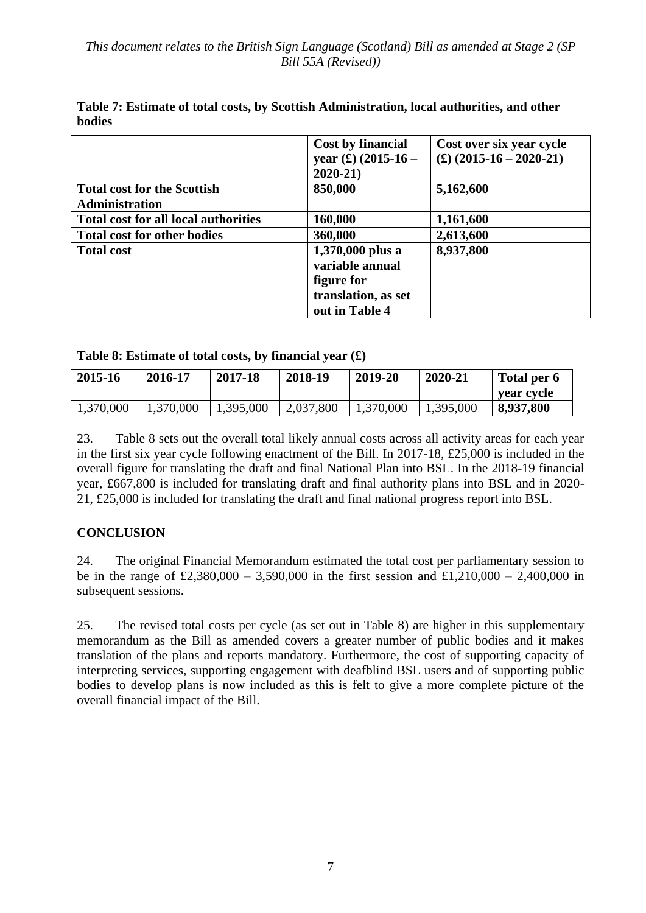**Table 7: Estimate of total costs, by Scottish Administration, local authorities, and other bodies**

| | Cost by financial year (£) (2015-16 – 2020-21) | Cost over six year cycle (£) (2015-16 – 2020-21) |
|---|---|---|
| **Total cost for the Scottish Administration** | **850,000** | **5,162,600** |
| **Total cost for all local authorities** | **160,000** | **1,161,600** |
| **Total cost for other bodies** | **360,000** | **2,613,600** |
| **Total cost** | **1,370,000 plus a variable annual figure for translation, as set out in Table 4** | **8,937,800** |

**Table 8: Estimate of total costs, by financial year (£)**

| 2015-16 | 2016-17 | 2017-18 | 2018-19 | 2019-20 | 2020-21 | Total per 6 year cycle |
|---|---|---|---|---|---|---|
| 1,370,000 | 1,370,000 | 1,395,000 | 2,037,800 | 1,370,000 | 1,395,000 | **8,937,800** |

23. Table 8 sets out the overall total likely annual costs across all activity areas for each year in the first six year cycle following enactment of the Bill. In 2017-18, £25,000 is included in the overall figure for translating the draft and final National Plan into BSL. In the 2018-19 financial year, £667,800 is included for translating draft and final authority plans into BSL and in 2020-21, £25,000 is included for translating the draft and final national progress report into BSL.

## CONCLUSION

24. The original Financial Memorandum estimated the total cost per parliamentary session to be in the range of £2,380,000 – 3,590,000 in the first session and £1,210,000 – 2,400,000 in subsequent sessions.

25. The revised total costs per cycle (as set out in Table 8) are higher in this supplementary memorandum as the Bill as amended covers a greater number of public bodies and it makes translation of the plans and reports mandatory. Furthermore, the cost of supporting capacity of interpreting services, supporting engagement with deafblind BSL users and of supporting public bodies to develop plans is now included as this is felt to give a more complete picture of the overall financial impact of the Bill.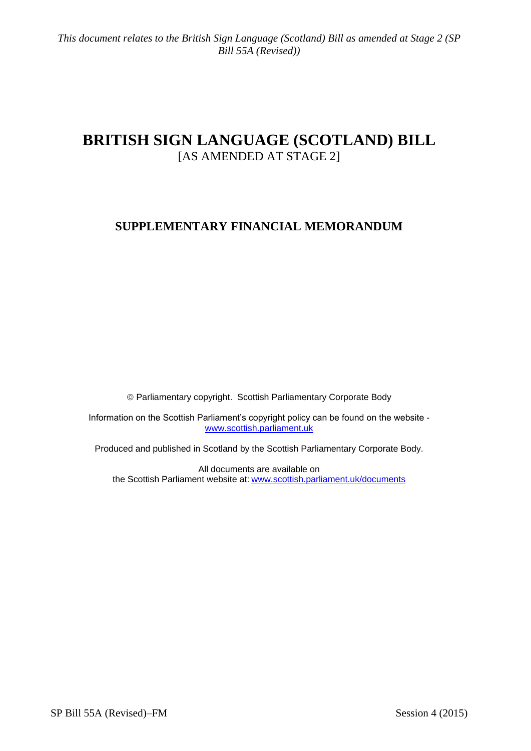*This document relates to the British Sign Language (Scotland) Bill as amended at Stage 2 (SP Bill 55A (Revised))*

# BRITISH SIGN LANGUAGE (SCOTLAND) BILL
[AS AMENDED AT STAGE 2]

## SUPPLEMENTARY FINANCIAL MEMORANDUM

© Parliamentary copyright. Scottish Parliamentary Corporate Body

Information on the Scottish Parliament's copyright policy can be found on the website - www.scottish.parliament.uk

Produced and published in Scotland by the Scottish Parliamentary Corporate Body.

All documents are available on the Scottish Parliament website at: www.scottish.parliament.uk/documents

SP Bill 55A (Revised)–FM Session 4 (2015)